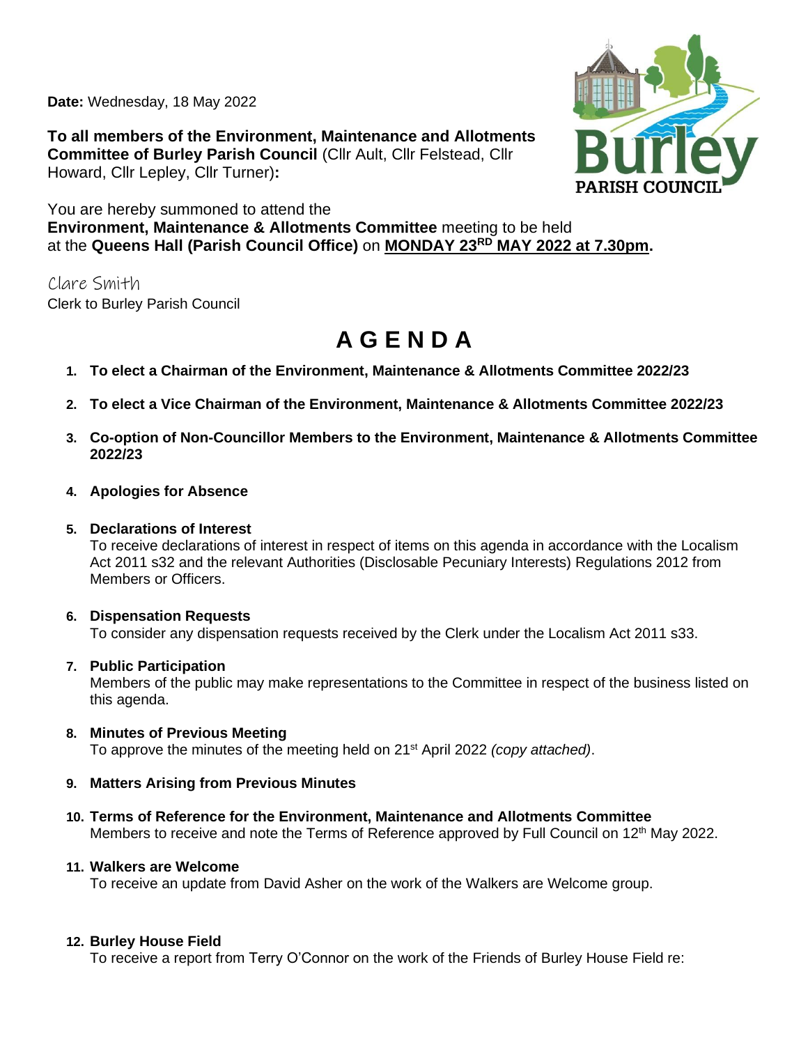**Date:** Wednesday, 18 May 2022

**To all members of the Environment, Maintenance and Allotments Committee of Burley Parish Council** (Cllr Ault, Cllr Felstead, Cllr Howard, Cllr Lepley, Cllr Turner)**:**

You are hereby summoned to attend the
**Environment, Maintenance & Allotments Committee** meeting to be held at the **Queens Hall (Parish Council Office)** on **MONDAY 23RD MAY 2022 at 7.30pm.**

Clare Smith
Clerk to Burley Parish Council

# AGENDA

1. **To elect a Chairman of the Environment, Maintenance & Allotments Committee 2022/23**

2. **To elect a Vice Chairman of the Environment, Maintenance & Allotments Committee 2022/23**

3. **Co-option of Non-Councillor Members to the Environment, Maintenance & Allotments Committee 2022/23**

4. **Apologies for Absence**

5. **Declarations of Interest**
   To receive declarations of interest in respect of items on this agenda in accordance with the Localism Act 2011 s32 and the relevant Authorities (Disclosable Pecuniary Interests) Regulations 2012 from Members or Officers.

6. **Dispensation Requests**
   To consider any dispensation requests received by the Clerk under the Localism Act 2011 s33.

7. **Public Participation**
   Members of the public may make representations to the Committee in respect of the business listed on this agenda.

8. **Minutes of Previous Meeting**
   To approve the minutes of the meeting held on 21st April 2022 *(copy attached)*.

9. **Matters Arising from Previous Minutes**

10. **Terms of Reference for the Environment, Maintenance and Allotments Committee**
    Members to receive and note the Terms of Reference approved by Full Council on 12th May 2022.

11. **Walkers are Welcome**
    To receive an update from David Asher on the work of the Walkers are Welcome group.

12. **Burley House Field**
    To receive a report from Terry O'Connor on the work of the Friends of Burley House Field re: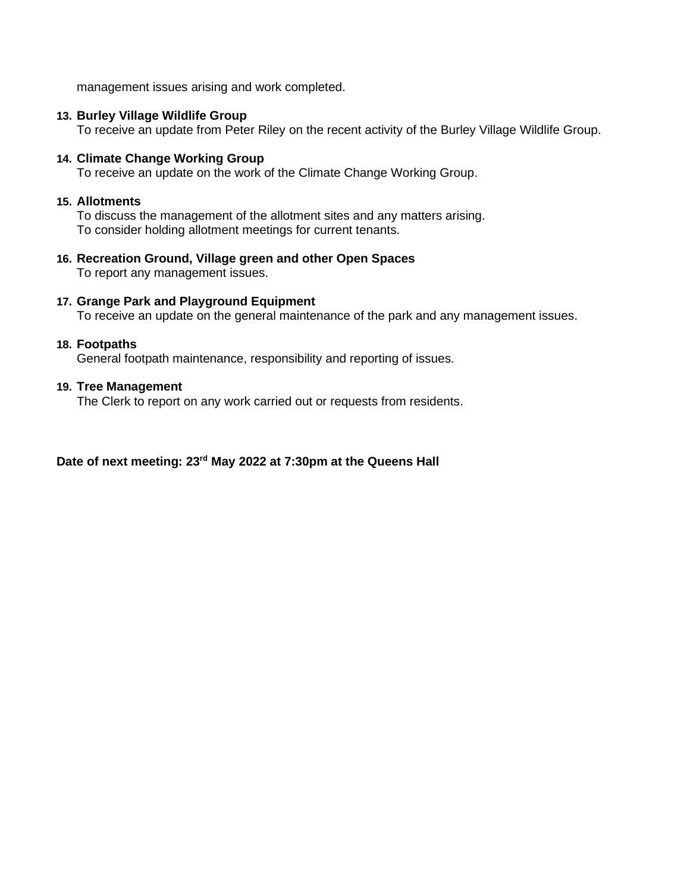management issues arising and work completed.

13. **Burley Village Wildlife Group**
    To receive an update from Peter Riley on the recent activity of the Burley Village Wildlife Group.

14. **Climate Change Working Group**
    To receive an update on the work of the Climate Change Working Group.

15. **Allotments**
    To discuss the management of the allotment sites and any matters arising.
    To consider holding allotment meetings for current tenants.

16. **Recreation Ground, Village green and other Open Spaces**
    To report any management issues.

17. **Grange Park and Playground Equipment**
    To receive an update on the general maintenance of the park and any management issues.

18. **Footpaths**
    General footpath maintenance, responsibility and reporting of issues.

19. **Tree Management**
    The Clerk to report on any work carried out or requests from residents.

**Date of next meeting: 23rd May 2022 at 7:30pm at the Queens Hall**